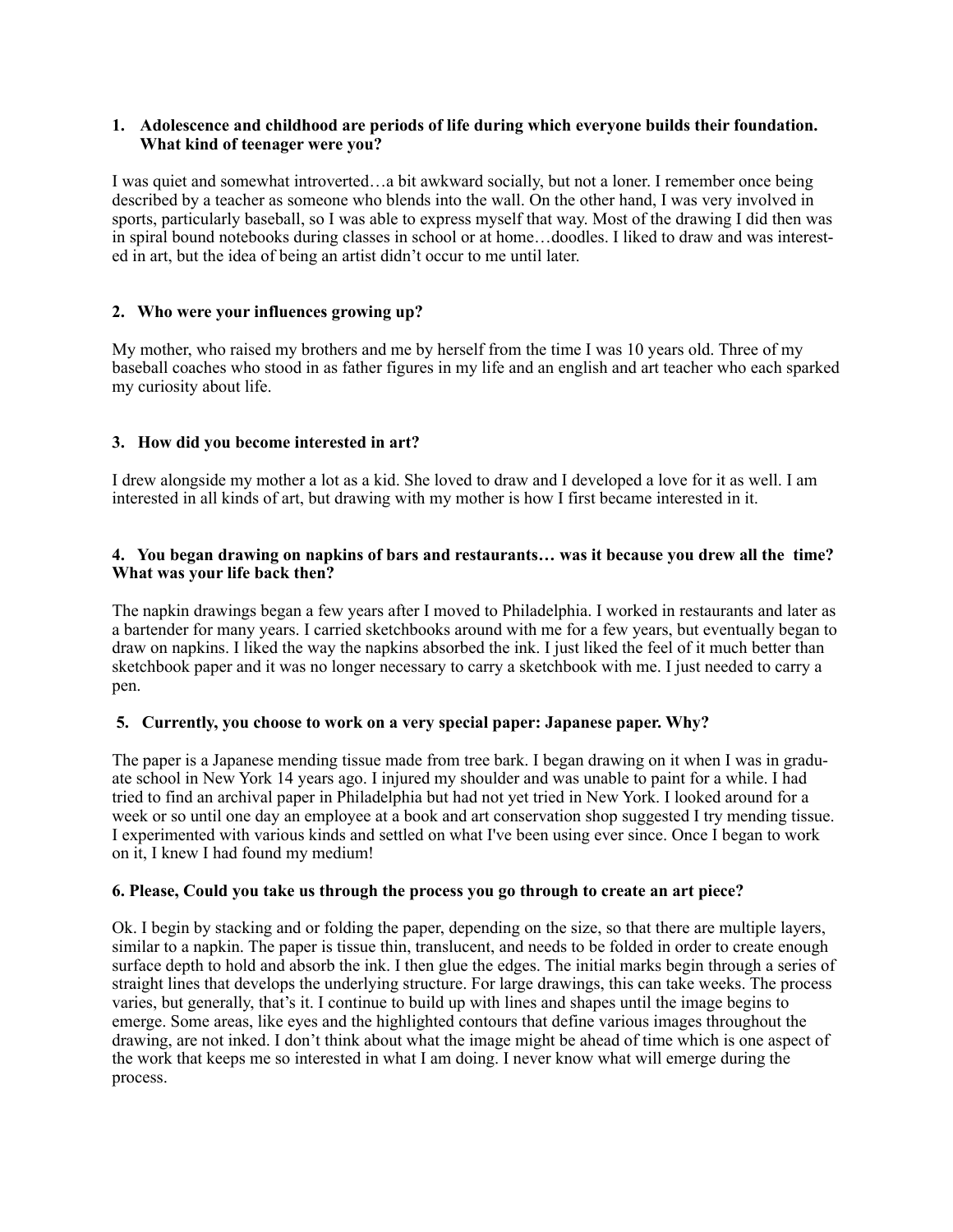**1. Adolescence and childhood are periods of life during which everyone builds their foundation. What kind of teenager were you?**

I was quiet and somewhat introverted…a bit awkward socially, but not a loner. I remember once being described by a teacher as someone who blends into the wall. On the other hand, I was very involved in sports, particularly baseball, so I was able to express myself that way. Most of the drawing I did then was in spiral bound notebooks during classes in school or at home…doodles. I liked to draw and was interested in art, but the idea of being an artist didn't occur to me until later.

**2. Who were your influences growing up?**

My mother, who raised my brothers and me by herself from the time I was 10 years old. Three of my baseball coaches who stood in as father figures in my life and an english and art teacher who each sparked my curiosity about life.

**3. How did you become interested in art?**

I drew alongside my mother a lot as a kid. She loved to draw and I developed a love for it as well. I am interested in all kinds of art, but drawing with my mother is how I first became interested in it.

**4. You began drawing on napkins of bars and restaurants… was it because you drew all the time? What was your life back then?**

The napkin drawings began a few years after I moved to Philadelphia. I worked in restaurants and later as a bartender for many years. I carried sketchbooks around with me for a few years, but eventually began to draw on napkins. I liked the way the napkins absorbed the ink. I just liked the feel of it much better than sketchbook paper and it was no longer necessary to carry a sketchbook with me. I just needed to carry a pen.

**5. Currently, you choose to work on a very special paper: Japanese paper. Why?**

The paper is a Japanese mending tissue made from tree bark. I began drawing on it when I was in graduate school in New York 14 years ago. I injured my shoulder and was unable to paint for a while. I had tried to find an archival paper in Philadelphia but had not yet tried in New York. I looked around for a week or so until one day an employee at a book and art conservation shop suggested I try mending tissue. I experimented with various kinds and settled on what I've been using ever since. Once I began to work on it, I knew I had found my medium!

**6. Please, Could you take us through the process you go through to create an art piece?**

Ok. I begin by stacking and or folding the paper, depending on the size, so that there are multiple layers, similar to a napkin. The paper is tissue thin, translucent, and needs to be folded in order to create enough surface depth to hold and absorb the ink. I then glue the edges. The initial marks begin through a series of straight lines that develops the underlying structure. For large drawings, this can take weeks. The process varies, but generally, that's it. I continue to build up with lines and shapes until the image begins to emerge. Some areas, like eyes and the highlighted contours that define various images throughout the drawing, are not inked. I don't think about what the image might be ahead of time which is one aspect of the work that keeps me so interested in what I am doing. I never know what will emerge during the process.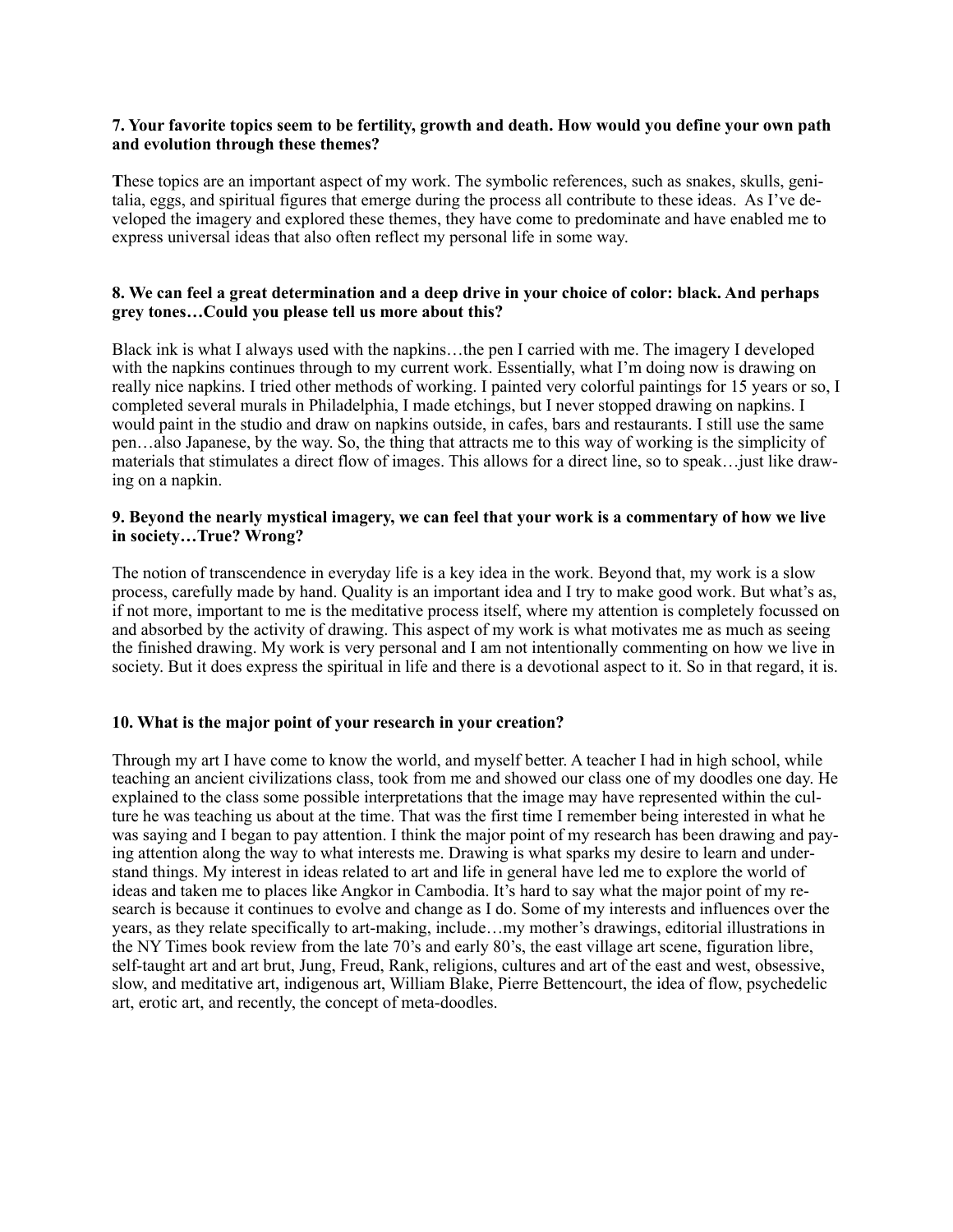**7. Your favorite topics seem to be fertility, growth and death. How would you define your own path and evolution through these themes?**

**T**hese topics are an important aspect of my work. The symbolic references, such as snakes, skulls, genitalia, eggs, and spiritual figures that emerge during the process all contribute to these ideas. As I've developed the imagery and explored these themes, they have come to predominate and have enabled me to express universal ideas that also often reflect my personal life in some way.

**8. We can feel a great determination and a deep drive in your choice of color: black. And perhaps grey tones…Could you please tell us more about this?**

Black ink is what I always used with the napkins…the pen I carried with me. The imagery I developed with the napkins continues through to my current work. Essentially, what I'm doing now is drawing on really nice napkins. I tried other methods of working. I painted very colorful paintings for 15 years or so, I completed several murals in Philadelphia, I made etchings, but I never stopped drawing on napkins. I would paint in the studio and draw on napkins outside, in cafes, bars and restaurants. I still use the same pen…also Japanese, by the way. So, the thing that attracts me to this way of working is the simplicity of materials that stimulates a direct flow of images. This allows for a direct line, so to speak…just like drawing on a napkin.

**9. Beyond the nearly mystical imagery, we can feel that your work is a commentary of how we live in society…True? Wrong?**

The notion of transcendence in everyday life is a key idea in the work. Beyond that, my work is a slow process, carefully made by hand. Quality is an important idea and I try to make good work. But what's as, if not more, important to me is the meditative process itself, where my attention is completely focussed on and absorbed by the activity of drawing. This aspect of my work is what motivates me as much as seeing the finished drawing. My work is very personal and I am not intentionally commenting on how we live in society. But it does express the spiritual in life and there is a devotional aspect to it. So in that regard, it is.

**10. What is the major point of your research in your creation?**

Through my art I have come to know the world, and myself better. A teacher I had in high school, while teaching an ancient civilizations class, took from me and showed our class one of my doodles one day. He explained to the class some possible interpretations that the image may have represented within the culture he was teaching us about at the time. That was the first time I remember being interested in what he was saying and I began to pay attention. I think the major point of my research has been drawing and paying attention along the way to what interests me. Drawing is what sparks my desire to learn and understand things. My interest in ideas related to art and life in general have led me to explore the world of ideas and taken me to places like Angkor in Cambodia. It's hard to say what the major point of my research is because it continues to evolve and change as I do. Some of my interests and influences over the years, as they relate specifically to art-making, include…my mother's drawings, editorial illustrations in the NY Times book review from the late 70's and early 80's, the east village art scene, figuration libre, self-taught art and art brut, Jung, Freud, Rank, religions, cultures and art of the east and west, obsessive, slow, and meditative art, indigenous art, William Blake, Pierre Bettencourt, the idea of flow, psychedelic art, erotic art, and recently, the concept of meta-doodles.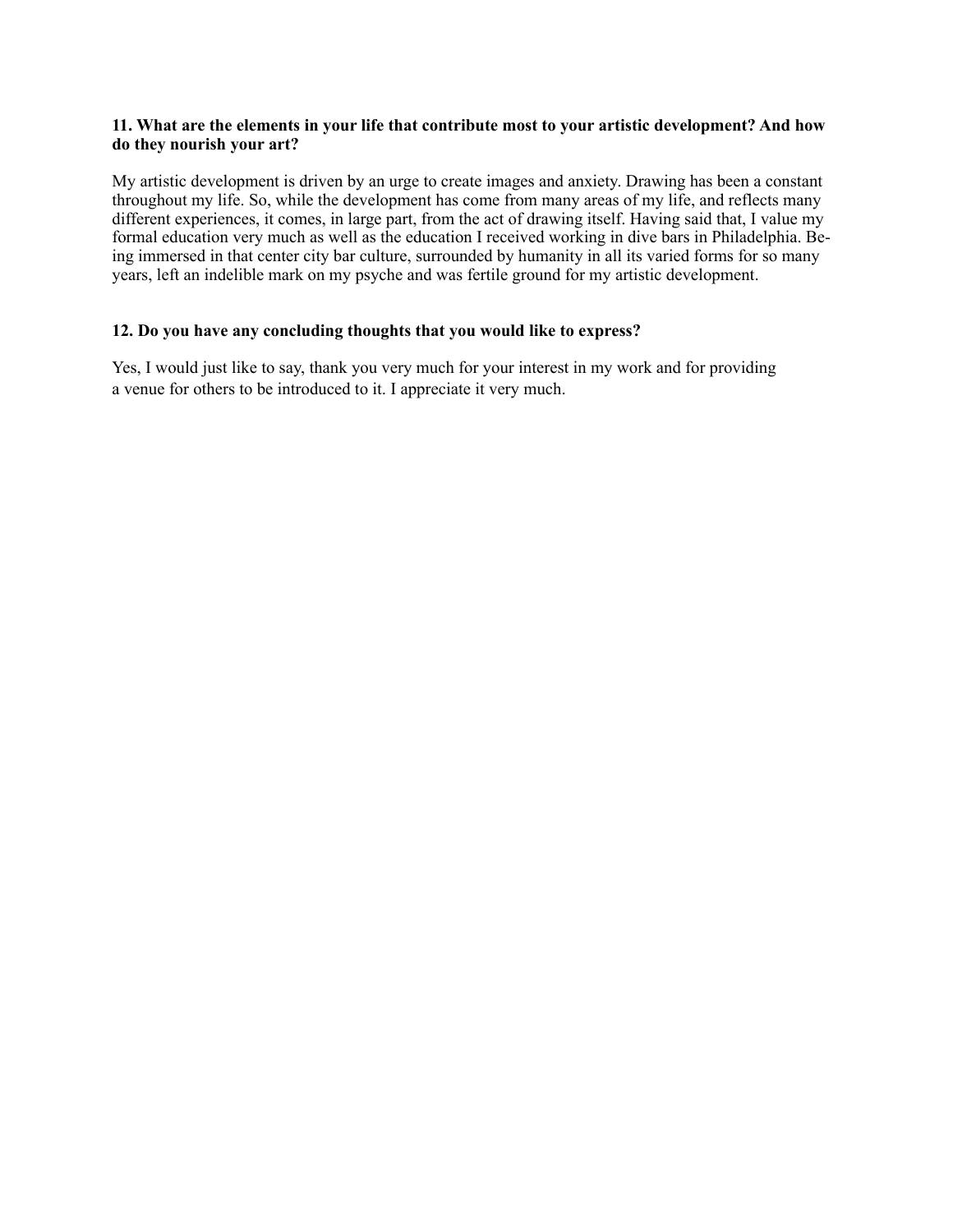**11. What are the elements in your life that contribute most to your artistic development? And how do they nourish your art?**

My artistic development is driven by an urge to create images and anxiety. Drawing has been a constant throughout my life. So, while the development has come from many areas of my life, and reflects many different experiences, it comes, in large part, from the act of drawing itself. Having said that, I value my formal education very much as well as the education I received working in dive bars in Philadelphia. Being immersed in that center city bar culture, surrounded by humanity in all its varied forms for so many years, left an indelible mark on my psyche and was fertile ground for my artistic development.

**12. Do you have any concluding thoughts that you would like to express?**

Yes, I would just like to say, thank you very much for your interest in my work and for providing a venue for others to be introduced to it. I appreciate it very much.